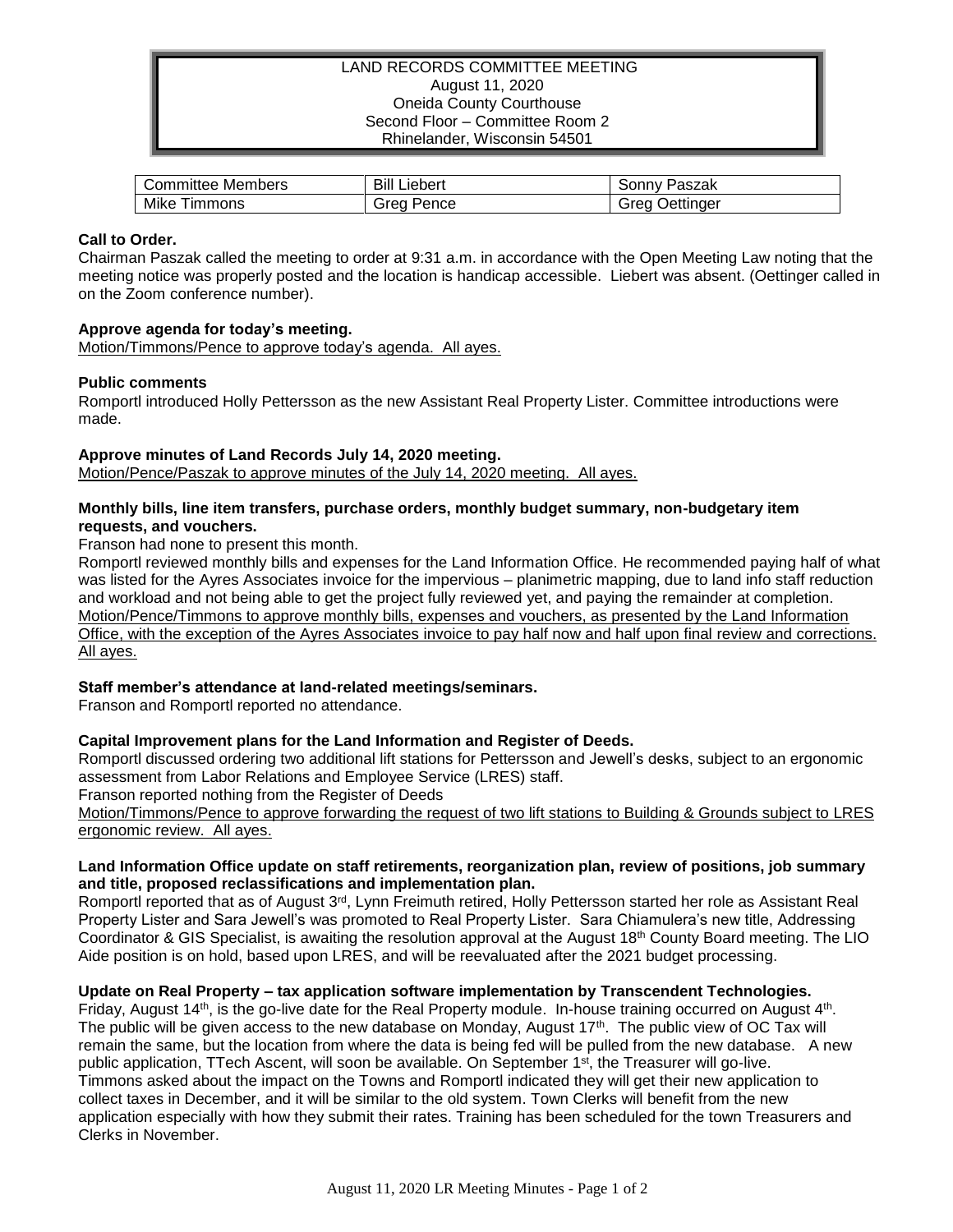LAND RECORDS COMMITTEE MEETING
August 11, 2020
Oneida County Courthouse
Second Floor – Committee Room 2
Rhinelander, Wisconsin 54501

| Committee Members | Bill Liebert | Sonny Paszak |
|---|---|---|
| Mike Timmons | Greg Pence | Greg Oettinger |

**Call to Order.**

Chairman Paszak called the meeting to order at 9:31 a.m. in accordance with the Open Meeting Law noting that the meeting notice was properly posted and the location is handicap accessible. Liebert was absent. (Oettinger called in on the Zoom conference number).

**Approve agenda for today's meeting.**

Motion/Timmons/Pence to approve today's agenda. All ayes.

**Public comments**

Romportl introduced Holly Pettersson as the new Assistant Real Property Lister. Committee introductions were made.

**Approve minutes of Land Records July 14, 2020 meeting.**

Motion/Pence/Paszak to approve minutes of the July 14, 2020 meeting. All ayes.

**Monthly bills, line item transfers, purchase orders, monthly budget summary, non-budgetary item requests, and vouchers.**

Franson had none to present this month.

Romportl reviewed monthly bills and expenses for the Land Information Office. He recommended paying half of what was listed for the Ayres Associates invoice for the impervious – planimetric mapping, due to land info staff reduction and workload and not being able to get the project fully reviewed yet, and paying the remainder at completion.

Motion/Pence/Timmons to approve monthly bills, expenses and vouchers, as presented by the Land Information Office, with the exception of the Ayres Associates invoice to pay half now and half upon final review and corrections. All ayes.

**Staff member's attendance at land-related meetings/seminars.**

Franson and Romportl reported no attendance.

**Capital Improvement plans for the Land Information and Register of Deeds.**

Romportl discussed ordering two additional lift stations for Pettersson and Jewell's desks, subject to an ergonomic assessment from Labor Relations and Employee Service (LRES) staff.

Franson reported nothing from the Register of Deeds

Motion/Timmons/Pence to approve forwarding the request of two lift stations to Building & Grounds subject to LRES ergonomic review. All ayes.

**Land Information Office update on staff retirements, reorganization plan, review of positions, job summary and title, proposed reclassifications and implementation plan.**

Romportl reported that as of August 3rd, Lynn Freimuth retired, Holly Pettersson started her role as Assistant Real Property Lister and Sara Jewell's was promoted to Real Property Lister. Sara Chiamulera's new title, Addressing Coordinator & GIS Specialist, is awaiting the resolution approval at the August 18th County Board meeting. The LIO Aide position is on hold, based upon LRES, and will be reevaluated after the 2021 budget processing.

**Update on Real Property – tax application software implementation by Transcendent Technologies.**

Friday, August 14th, is the go-live date for the Real Property module. In-house training occurred on August 4th. The public will be given access to the new database on Monday, August 17th. The public view of OC Tax will remain the same, but the location from where the data is being fed will be pulled from the new database. A new public application, TTech Ascent, will soon be available. On September 1st, the Treasurer will go-live. Timmons asked about the impact on the Towns and Romportl indicated they will get their new application to collect taxes in December, and it will be similar to the old system. Town Clerks will benefit from the new application especially with how they submit their rates. Training has been scheduled for the town Treasurers and Clerks in November.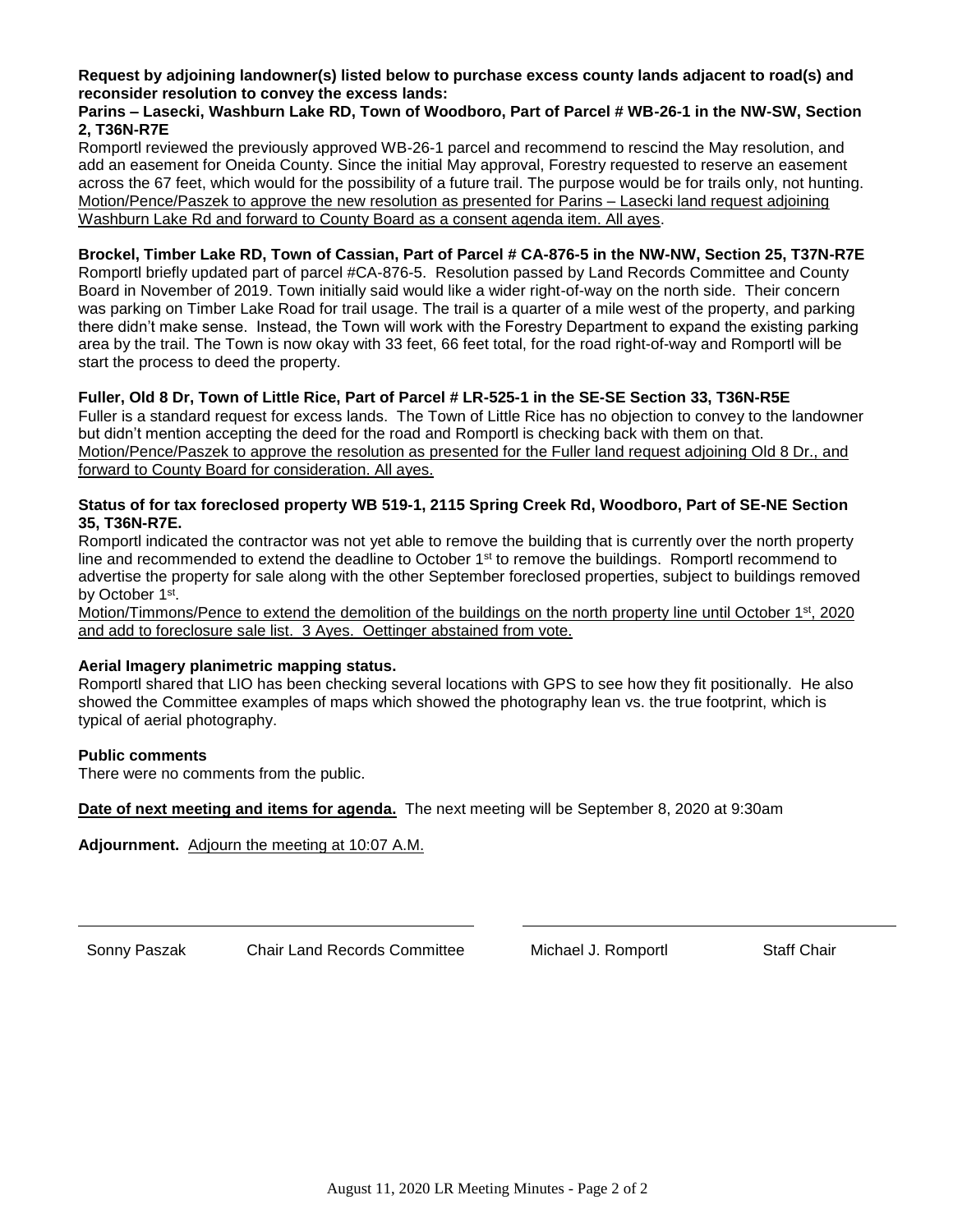**Request by adjoining landowner(s) listed below to purchase excess county lands adjacent to road(s) and reconsider resolution to convey the excess lands:**

**Parins – Lasecki, Washburn Lake RD, Town of Woodboro, Part of Parcel # WB-26-1 in the NW-SW, Section 2, T36N-R7E**

Romportl reviewed the previously approved WB-26-1 parcel and recommend to rescind the May resolution, and add an easement for Oneida County. Since the initial May approval, Forestry requested to reserve an easement across the 67 feet, which would for the possibility of a future trail. The purpose would be for trails only, not hunting. Motion/Pence/Paszek to approve the new resolution as presented for Parins – Lasecki land request adjoining Washburn Lake Rd and forward to County Board as a consent agenda item. All ayes.

**Brockel, Timber Lake RD, Town of Cassian, Part of Parcel # CA-876-5 in the NW-NW, Section 25, T37N-R7E**

Romportl briefly updated part of parcel #CA-876-5. Resolution passed by Land Records Committee and County Board in November of 2019. Town initially said would like a wider right-of-way on the north side. Their concern was parking on Timber Lake Road for trail usage. The trail is a quarter of a mile west of the property, and parking there didn't make sense. Instead, the Town will work with the Forestry Department to expand the existing parking area by the trail. The Town is now okay with 33 feet, 66 feet total, for the road right-of-way and Romportl will be start the process to deed the property.

**Fuller, Old 8 Dr, Town of Little Rice, Part of Parcel # LR-525-1 in the SE-SE Section 33, T36N-R5E**

Fuller is a standard request for excess lands. The Town of Little Rice has no objection to convey to the landowner but didn't mention accepting the deed for the road and Romportl is checking back with them on that. Motion/Pence/Paszek to approve the resolution as presented for the Fuller land request adjoining Old 8 Dr., and forward to County Board for consideration. All ayes.

**Status of for tax foreclosed property WB 519-1, 2115 Spring Creek Rd, Woodboro, Part of SE-NE Section 35, T36N-R7E.**

Romportl indicated the contractor was not yet able to remove the building that is currently over the north property line and recommended to extend the deadline to October 1st to remove the buildings. Romportl recommend to advertise the property for sale along with the other September foreclosed properties, subject to buildings removed by October 1st.

Motion/Timmons/Pence to extend the demolition of the buildings on the north property line until October 1st, 2020 and add to foreclosure sale list. 3 Ayes. Oettinger abstained from vote.

**Aerial Imagery planimetric mapping status.**

Romportl shared that LIO has been checking several locations with GPS to see how they fit positionally. He also showed the Committee examples of maps which showed the photography lean vs. the true footprint, which is typical of aerial photography.

**Public comments**

There were no comments from the public.

**Date of next meeting and items for agenda.** The next meeting will be September 8, 2020 at 9:30am

**Adjournment.** Adjourn the meeting at 10:07 A.M.

Sonny Paszak  Chair Land Records Committee

Michael J. Romportl  Staff Chair